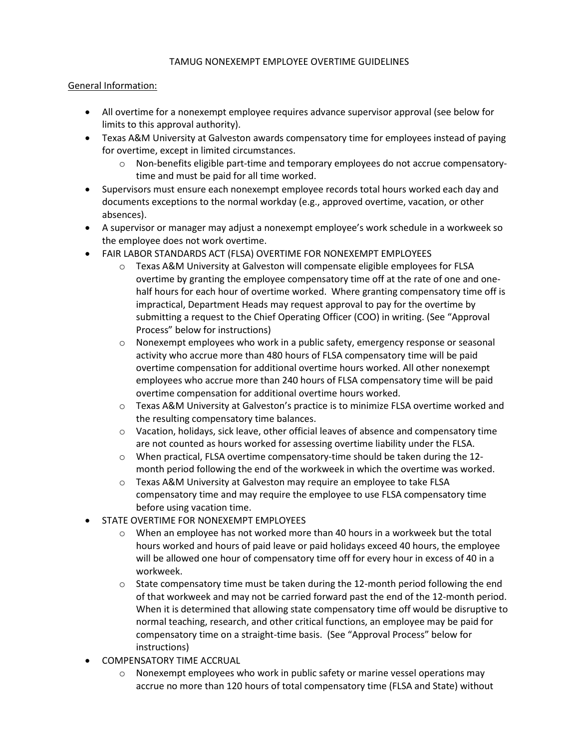# TAMUG NONEXEMPT EMPLOYEE OVERTIME GUIDELINES

General Information:

- All overtime for a nonexempt employee requires advance supervisor approval (see below for limits to this approval authority).
- Texas A&M University at Galveston awards compensatory time for employees instead of paying for overtime, except in limited circumstances.
  - Non-benefits eligible part-time and temporary employees do not accrue compensatory-time and must be paid for all time worked.
- Supervisors must ensure each nonexempt employee records total hours worked each day and documents exceptions to the normal workday (e.g., approved overtime, vacation, or other absences).
- A supervisor or manager may adjust a nonexempt employee's work schedule in a workweek so the employee does not work overtime.
- FAIR LABOR STANDARDS ACT (FLSA) OVERTIME FOR NONEXEMPT EMPLOYEES
  - Texas A&M University at Galveston will compensate eligible employees for FLSA overtime by granting the employee compensatory time off at the rate of one and one-half hours for each hour of overtime worked. Where granting compensatory time off is impractical, Department Heads may request approval to pay for the overtime by submitting a request to the Chief Operating Officer (COO) in writing. (See "Approval Process" below for instructions)
  - Nonexempt employees who work in a public safety, emergency response or seasonal activity who accrue more than 480 hours of FLSA compensatory time will be paid overtime compensation for additional overtime hours worked. All other nonexempt employees who accrue more than 240 hours of FLSA compensatory time will be paid overtime compensation for additional overtime hours worked.
  - Texas A&M University at Galveston's practice is to minimize FLSA overtime worked and the resulting compensatory time balances.
  - Vacation, holidays, sick leave, other official leaves of absence and compensatory time are not counted as hours worked for assessing overtime liability under the FLSA.
  - When practical, FLSA overtime compensatory-time should be taken during the 12-month period following the end of the workweek in which the overtime was worked.
  - Texas A&M University at Galveston may require an employee to take FLSA compensatory time and may require the employee to use FLSA compensatory time before using vacation time.
- STATE OVERTIME FOR NONEXEMPT EMPLOYEES
  - When an employee has not worked more than 40 hours in a workweek but the total hours worked and hours of paid leave or paid holidays exceed 40 hours, the employee will be allowed one hour of compensatory time off for every hour in excess of 40 in a workweek.
  - State compensatory time must be taken during the 12-month period following the end of that workweek and may not be carried forward past the end of the 12-month period. When it is determined that allowing state compensatory time off would be disruptive to normal teaching, research, and other critical functions, an employee may be paid for compensatory time on a straight-time basis. (See "Approval Process" below for instructions)
- COMPENSATORY TIME ACCRUAL
  - Nonexempt employees who work in public safety or marine vessel operations may accrue no more than 120 hours of total compensatory time (FLSA and State) without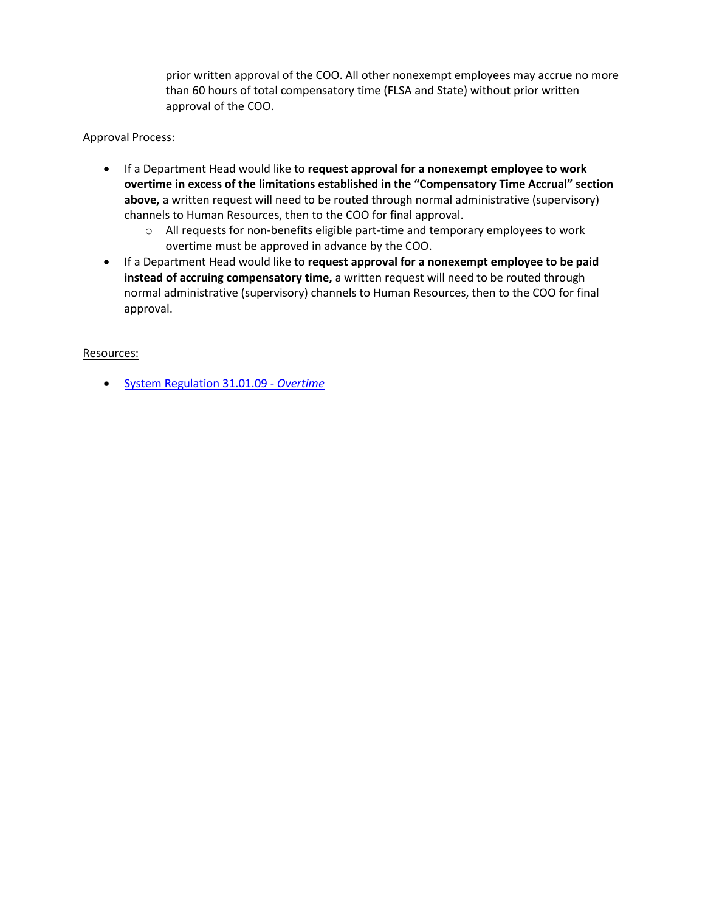prior written approval of the COO. All other nonexempt employees may accrue no more than 60 hours of total compensatory time (FLSA and State) without prior written approval of the COO.

Approval Process:

- If a Department Head would like to **request approval for a nonexempt employee to work overtime in excess of the limitations established in the "Compensatory Time Accrual" section above,** a written request will need to be routed through normal administrative (supervisory) channels to Human Resources, then to the COO for final approval.
  - All requests for non-benefits eligible part-time and temporary employees to work overtime must be approved in advance by the COO.
- If a Department Head would like to **request approval for a nonexempt employee to be paid instead of accruing compensatory time,** a written request will need to be routed through normal administrative (supervisory) channels to Human Resources, then to the COO for final approval.

Resources:

- System Regulation 31.01.09 - *Overtime*